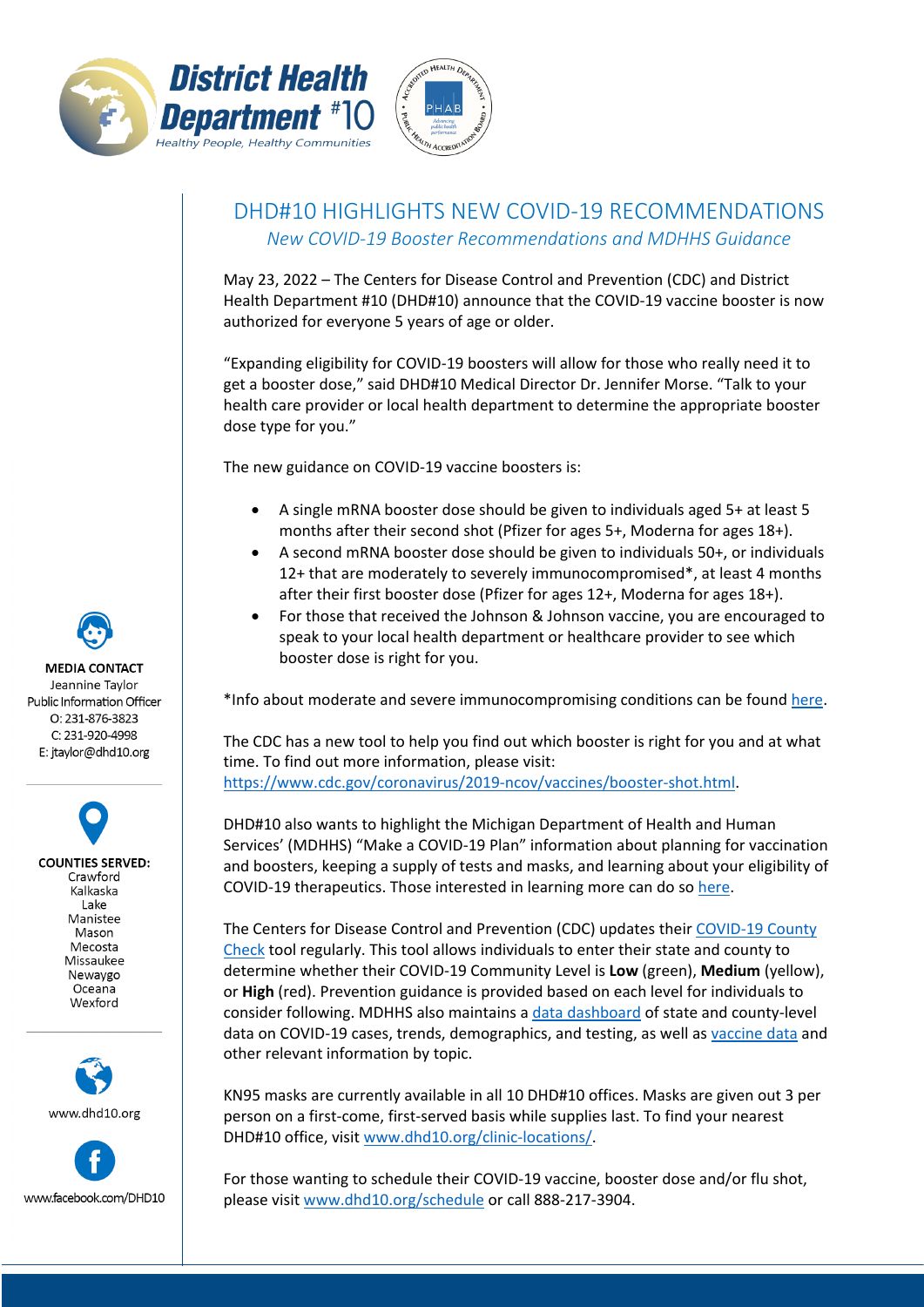District Health Department #10
*Healthy People, Healthy Communities*

# DHD#10 HIGHLIGHTS NEW COVID-19 RECOMMENDATIONS

## *New COVID-19 Booster Recommendations and MDHHS Guidance*

May 23, 2022 – The Centers for Disease Control and Prevention (CDC) and District Health Department #10 (DHD#10) announce that the COVID-19 vaccine booster is now authorized for everyone 5 years of age or older.

"Expanding eligibility for COVID-19 boosters will allow for those who really need it to get a booster dose," said DHD#10 Medical Director Dr. Jennifer Morse. "Talk to your health care provider or local health department to determine the appropriate booster dose type for you."

The new guidance on COVID-19 vaccine boosters is:

- A single mRNA booster dose should be given to individuals aged 5+ at least 5 months after their second shot (Pfizer for ages 5+, Moderna for ages 18+).
- A second mRNA booster dose should be given to individuals 50+, or individuals 12+ that are moderately to severely immunocompromised*, at least 4 months after their first booster dose (Pfizer for ages 12+, Moderna for ages 18+).
- For those that received the Johnson & Johnson vaccine, you are encouraged to speak to your local health department or healthcare provider to see which booster dose is right for you.

*Info about moderate and severe immunocompromising conditions can be found here.

The CDC has a new tool to help you find out which booster is right for you and at what time. To find out more information, please visit: https://www.cdc.gov/coronavirus/2019-ncov/vaccines/booster-shot.html.

DHD#10 also wants to highlight the Michigan Department of Health and Human Services' (MDHHS) "Make a COVID-19 Plan" information about planning for vaccination and boosters, keeping a supply of tests and masks, and learning about your eligibility of COVID-19 therapeutics. Those interested in learning more can do so here.

The Centers for Disease Control and Prevention (CDC) updates their COVID-19 County Check tool regularly. This tool allows individuals to enter their state and county to determine whether their COVID-19 Community Level is **Low** (green), **Medium** (yellow), or **High** (red). Prevention guidance is provided based on each level for individuals to consider following. MDHHS also maintains a data dashboard of state and county-level data on COVID-19 cases, trends, demographics, and testing, as well as vaccine data and other relevant information by topic.

KN95 masks are currently available in all 10 DHD#10 offices. Masks are given out 3 per person on a first-come, first-served basis while supplies last. To find your nearest DHD#10 office, visit www.dhd10.org/clinic-locations/.

For those wanting to schedule their COVID-19 vaccine, booster dose and/or flu shot, please visit www.dhd10.org/schedule or call 888-217-3904.

**MEDIA CONTACT**
Jeannine Taylor
Public Information Officer
O: 231-876-3823
C: 231-920-4998
E: jtaylor@dhd10.org

**COUNTIES SERVED:**
Crawford
Kalkaska
Lake
Manistee
Mason
Mecosta
Missaukee
Newaygo
Oceana
Wexford

www.dhd10.org

www.facebook.com/DHD10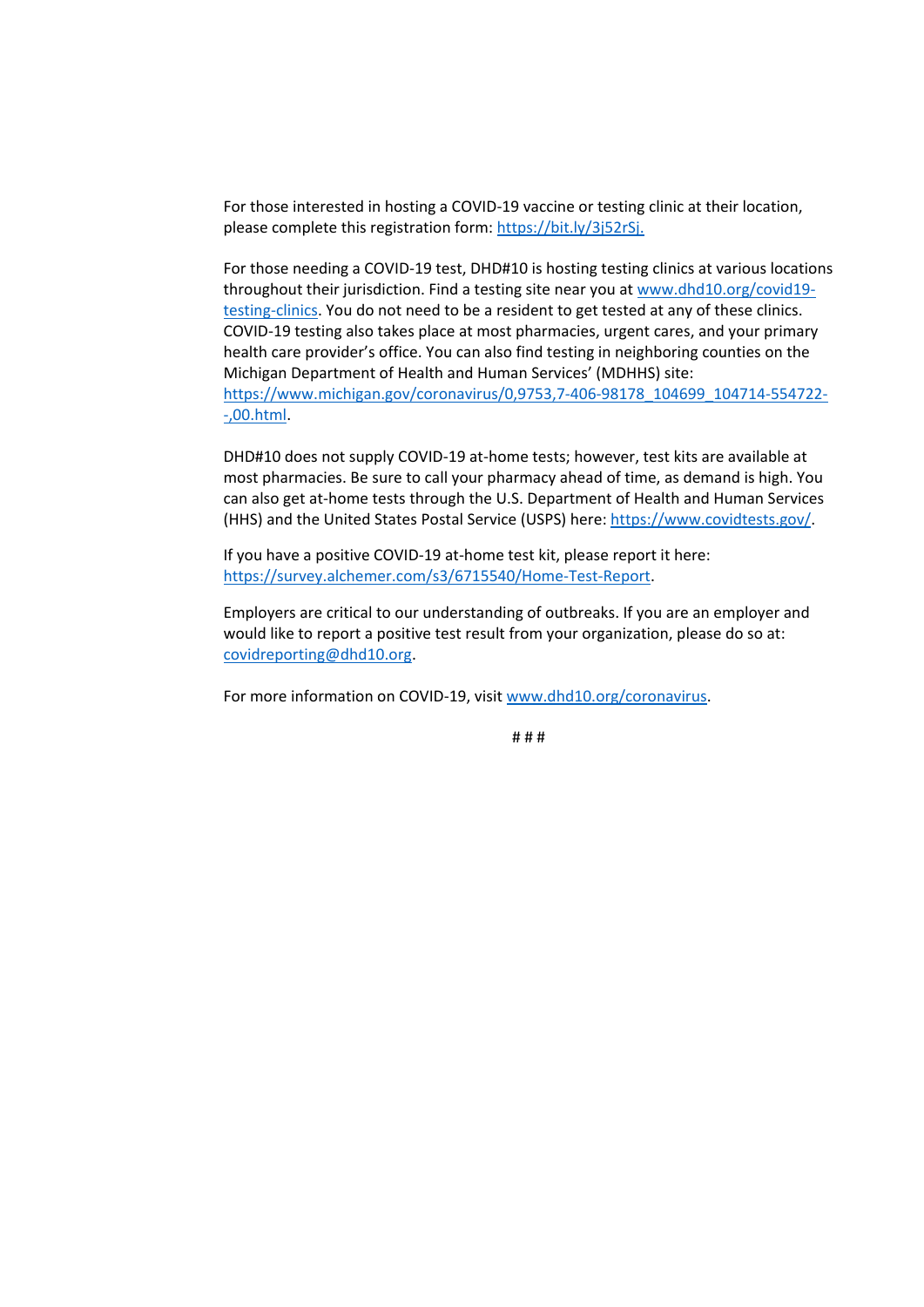For those interested in hosting a COVID-19 vaccine or testing clinic at their location, please complete this registration form: https://bit.ly/3j52rSj.

For those needing a COVID-19 test, DHD#10 is hosting testing clinics at various locations throughout their jurisdiction. Find a testing site near you at www.dhd10.org/covid19-testing-clinics. You do not need to be a resident to get tested at any of these clinics. COVID-19 testing also takes place at most pharmacies, urgent cares, and your primary health care provider's office. You can also find testing in neighboring counties on the Michigan Department of Health and Human Services' (MDHHS) site: https://www.michigan.gov/coronavirus/0,9753,7-406-98178_104699_104714-554722--,00.html.

DHD#10 does not supply COVID-19 at-home tests; however, test kits are available at most pharmacies. Be sure to call your pharmacy ahead of time, as demand is high. You can also get at-home tests through the U.S. Department of Health and Human Services (HHS) and the United States Postal Service (USPS) here: https://www.covidtests.gov/.

If you have a positive COVID-19 at-home test kit, please report it here: https://survey.alchemer.com/s3/6715540/Home-Test-Report.

Employers are critical to our understanding of outbreaks. If you are an employer and would like to report a positive test result from your organization, please do so at: covidreporting@dhd10.org.

For more information on COVID-19, visit www.dhd10.org/coronavirus.

# # #